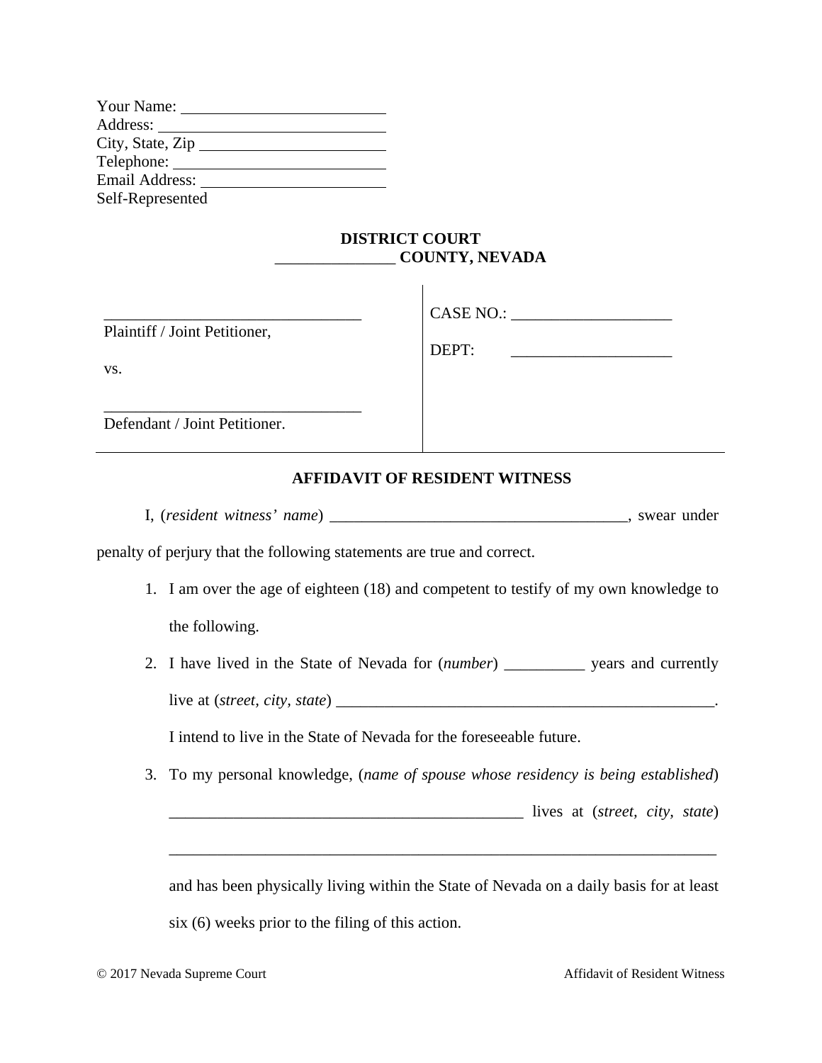Your Name: ___________________________
Address: _____________________________
City, State, Zip ________________________
Telephone: ___________________________
Email Address: _______________________
Self-Represented

**DISTRICT COURT**
**_______________ COUNTY, NEVADA**

| | |
|---|---|
| _________________________________ Plaintiff / Joint Petitioner, | CASE NO.: ____________________ |
| vs. | DEPT: ____________________ |
| _________________________________ Defendant / Joint Petitioner. | |

**AFFIDAVIT OF RESIDENT WITNESS**

I, (*resident witness' name*) _____________________________________, swear under penalty of perjury that the following statements are true and correct.

1. I am over the age of eighteen (18) and competent to testify of my own knowledge to the following.
2. I have lived in the State of Nevada for (*number*) __________ years and currently live at (*street, city, state*) __________________________________________________. I intend to live in the State of Nevada for the foreseeable future.
3. To my personal knowledge, (*name of spouse whose residency is being established*) _____________________________________________ lives at (*street, city, state*) ______________________________________________________________________ and has been physically living within the State of Nevada on a daily basis for at least six (6) weeks prior to the filing of this action.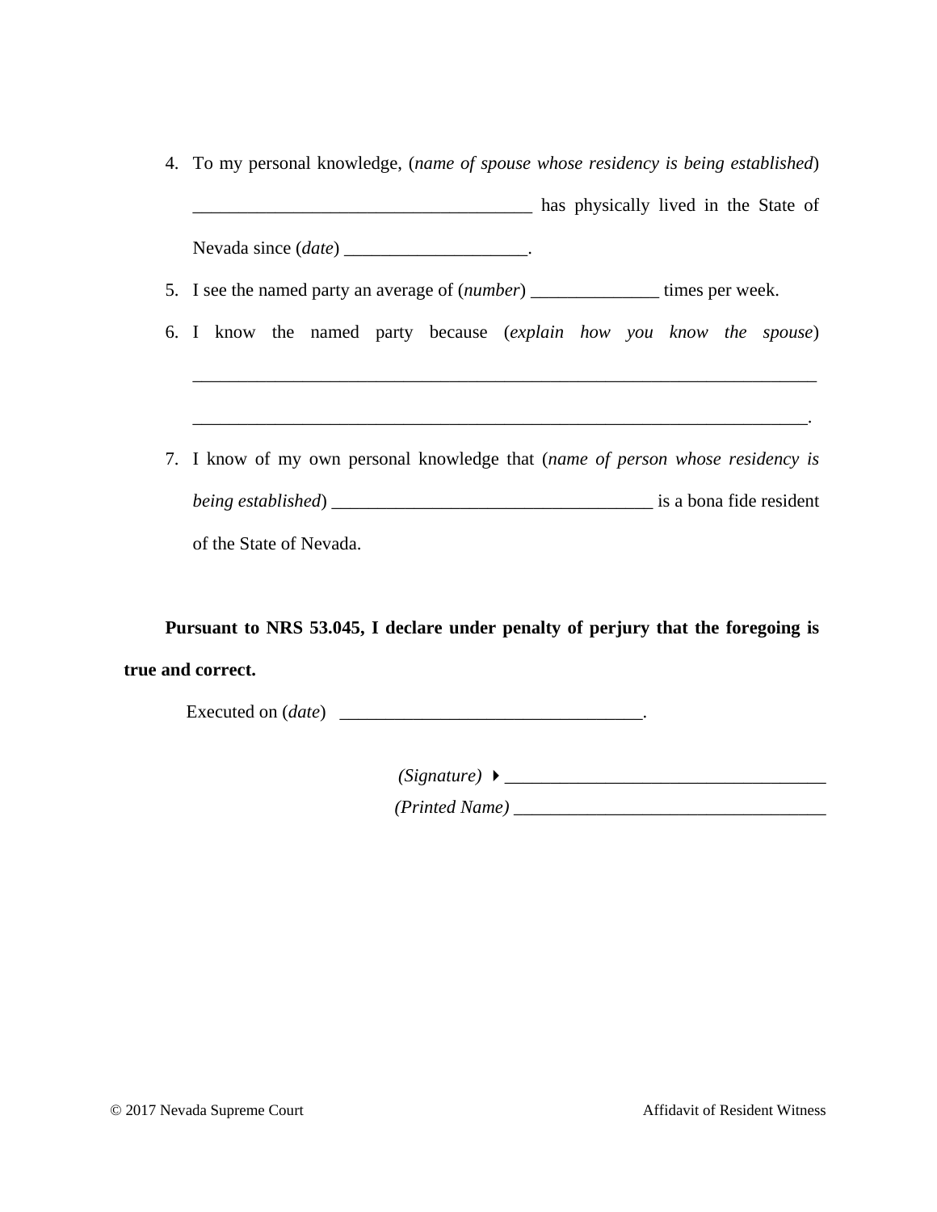4. To my personal knowledge, (*name of spouse whose residency is being established*) _____________________________________ has physically lived in the State of Nevada since (*date*) ____________________.

5. I see the named party an average of (*number*) ______________ times per week.

6. I know the named party because (*explain how you know the spouse*) ______________________________________________________________________ ______________________________________________________________________.

7. I know of my own personal knowledge that (*name of person whose residency is being established*) ___________________________________ is a bona fide resident of the State of Nevada.

**Pursuant to NRS 53.045, I declare under penalty of perjury that the foregoing is true and correct.**

Executed on (*date*) _________________________________.

*(Signature)* ▸ ___________________________________

*(Printed Name)* ___________________________________

© 2017 Nevada Supreme Court — Affidavit of Resident Witness